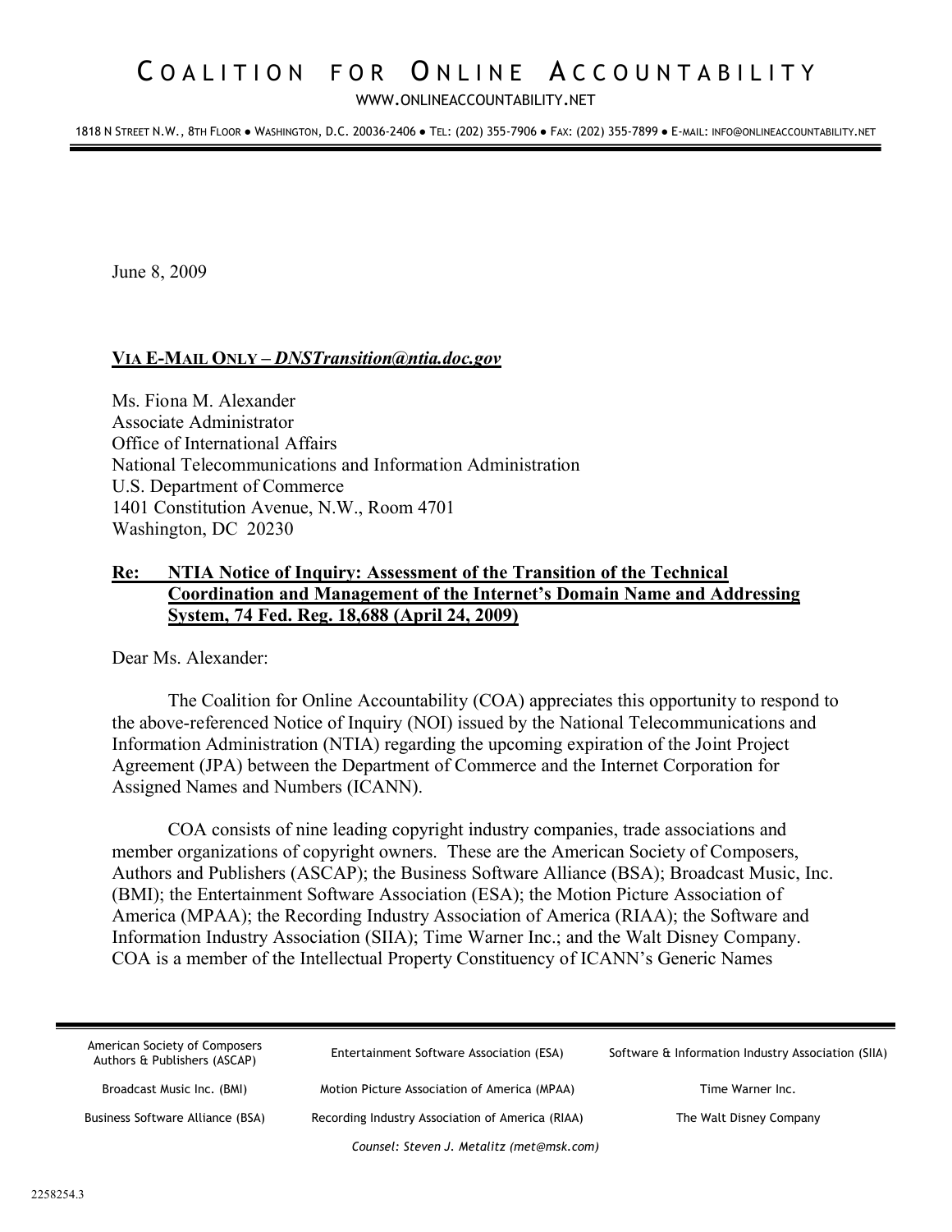# Coalition for Online Accountability

WWW.ONLINEACCOUNTABILITY.NET

1818 N STREET N.W., 8TH FLOOR ● WASHINGTON, D.C. 20036-2406 ● TEL: (202) 355-7906 ● FAX: (202) 355-7899 ● E-MAIL: INFO@ONLINEACCOUNTABILITY.NET

June 8, 2009

**VIA E-MAIL ONLY – *DNSTransition@ntia.doc.gov***

Ms. Fiona M. Alexander
Associate Administrator
Office of International Affairs
National Telecommunications and Information Administration
U.S. Department of Commerce
1401 Constitution Avenue, N.W., Room 4701
Washington, DC 20230

**Re: NTIA Notice of Inquiry: Assessment of the Transition of the Technical Coordination and Management of the Internet's Domain Name and Addressing System, 74 Fed. Reg. 18,688 (April 24, 2009)**

Dear Ms. Alexander:

The Coalition for Online Accountability (COA) appreciates this opportunity to respond to the above-referenced Notice of Inquiry (NOI) issued by the National Telecommunications and Information Administration (NTIA) regarding the upcoming expiration of the Joint Project Agreement (JPA) between the Department of Commerce and the Internet Corporation for Assigned Names and Numbers (ICANN).

COA consists of nine leading copyright industry companies, trade associations and member organizations of copyright owners. These are the American Society of Composers, Authors and Publishers (ASCAP); the Business Software Alliance (BSA); Broadcast Music, Inc. (BMI); the Entertainment Software Association (ESA); the Motion Picture Association of America (MPAA); the Recording Industry Association of America (RIAA); the Software and Information Industry Association (SIIA); Time Warner Inc.; and the Walt Disney Company. COA is a member of the Intellectual Property Constituency of ICANN's Generic Names

| | | |
|---|---|---|
| American Society of Composers Authors & Publishers (ASCAP) | Entertainment Software Association (ESA) | Software & Information Industry Association (SIIA) |
| Broadcast Music Inc. (BMI) | Motion Picture Association of America (MPAA) | Time Warner Inc. |
| Business Software Alliance (BSA) | Recording Industry Association of America (RIAA) | The Walt Disney Company |

*Counsel: Steven J. Metalitz (met@msk.com)*

2258254.3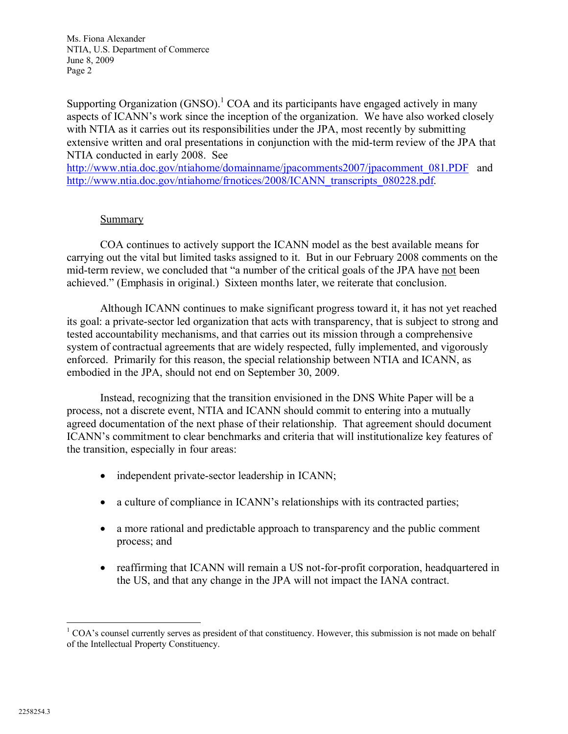Supporting Organization (GNSO).[1] COA and its participants have engaged actively in many aspects of ICANN's work since the inception of the organization. We have also worked closely with NTIA as it carries out its responsibilities under the JPA, most recently by submitting extensive written and oral presentations in conjunction with the mid-term review of the JPA that NTIA conducted in early 2008. See http://www.ntia.doc.gov/ntiahome/domainname/jpacomments2007/jpacomment_081.PDF and http://www.ntia.doc.gov/ntiahome/frnotices/2008/ICANN_transcripts_080228.pdf.

## Summary

COA continues to actively support the ICANN model as the best available means for carrying out the vital but limited tasks assigned to it. But in our February 2008 comments on the mid-term review, we concluded that "a number of the critical goals of the JPA have not been achieved." (Emphasis in original.) Sixteen months later, we reiterate that conclusion.

Although ICANN continues to make significant progress toward it, it has not yet reached its goal: a private-sector led organization that acts with transparency, that is subject to strong and tested accountability mechanisms, and that carries out its mission through a comprehensive system of contractual agreements that are widely respected, fully implemented, and vigorously enforced. Primarily for this reason, the special relationship between NTIA and ICANN, as embodied in the JPA, should not end on September 30, 2009.

Instead, recognizing that the transition envisioned in the DNS White Paper will be a process, not a discrete event, NTIA and ICANN should commit to entering into a mutually agreed documentation of the next phase of their relationship. That agreement should document ICANN's commitment to clear benchmarks and criteria that will institutionalize key features of the transition, especially in four areas:

- independent private-sector leadership in ICANN;
- a culture of compliance in ICANN's relationships with its contracted parties;
- a more rational and predictable approach to transparency and the public comment process; and
- reaffirming that ICANN will remain a US not-for-profit corporation, headquartered in the US, and that any change in the JPA will not impact the IANA contract.

---

[1] COA's counsel currently serves as president of that constituency. However, this submission is not made on behalf of the Intellectual Property Constituency.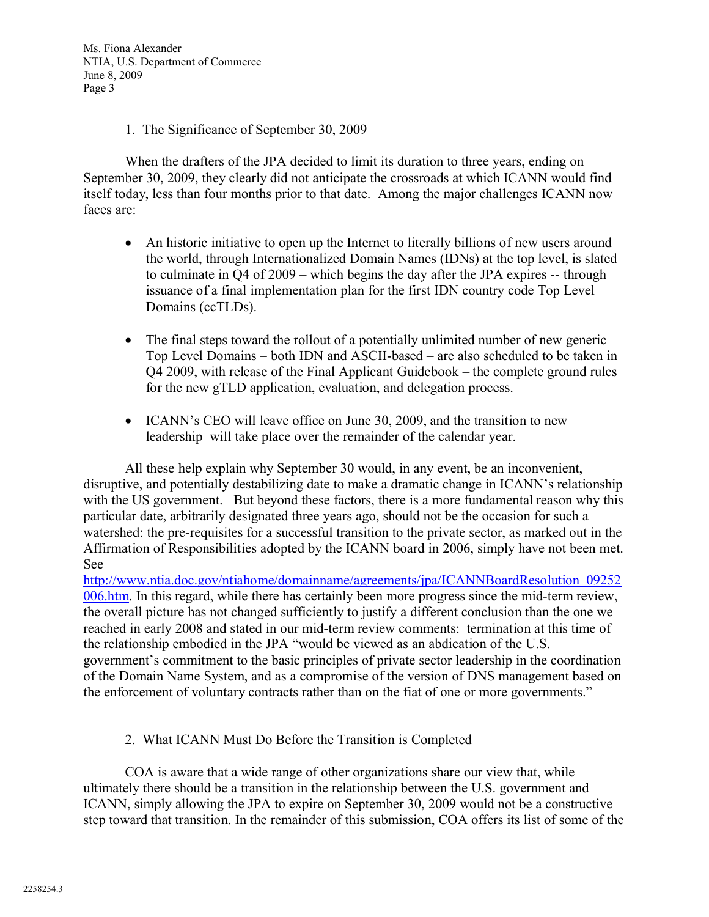## 1. The Significance of September 30, 2009

When the drafters of the JPA decided to limit its duration to three years, ending on September 30, 2009, they clearly did not anticipate the crossroads at which ICANN would find itself today, less than four months prior to that date. Among the major challenges ICANN now faces are:

- An historic initiative to open up the Internet to literally billions of new users around the world, through Internationalized Domain Names (IDNs) at the top level, is slated to culminate in Q4 of 2009 – which begins the day after the JPA expires -- through issuance of a final implementation plan for the first IDN country code Top Level Domains (ccTLDs).

- The final steps toward the rollout of a potentially unlimited number of new generic Top Level Domains – both IDN and ASCII-based – are also scheduled to be taken in Q4 2009, with release of the Final Applicant Guidebook – the complete ground rules for the new gTLD application, evaluation, and delegation process.

- ICANN's CEO will leave office on June 30, 2009, and the transition to new leadership will take place over the remainder of the calendar year.

All these help explain why September 30 would, in any event, be an inconvenient, disruptive, and potentially destabilizing date to make a dramatic change in ICANN's relationship with the US government. But beyond these factors, there is a more fundamental reason why this particular date, arbitrarily designated three years ago, should not be the occasion for such a watershed: the pre-requisites for a successful transition to the private sector, as marked out in the Affirmation of Responsibilities adopted by the ICANN board in 2006, simply have not been met. See http://www.ntia.doc.gov/ntiahome/domainname/agreements/jpa/ICANNBoardResolution_09252006.htm. In this regard, while there has certainly been more progress since the mid-term review, the overall picture has not changed sufficiently to justify a different conclusion than the one we reached in early 2008 and stated in our mid-term review comments: termination at this time of the relationship embodied in the JPA "would be viewed as an abdication of the U.S. government's commitment to the basic principles of private sector leadership in the coordination of the Domain Name System, and as a compromise of the version of DNS management based on the enforcement of voluntary contracts rather than on the fiat of one or more governments."

## 2. What ICANN Must Do Before the Transition is Completed

COA is aware that a wide range of other organizations share our view that, while ultimately there should be a transition in the relationship between the U.S. government and ICANN, simply allowing the JPA to expire on September 30, 2009 would not be a constructive step toward that transition. In the remainder of this submission, COA offers its list of some of the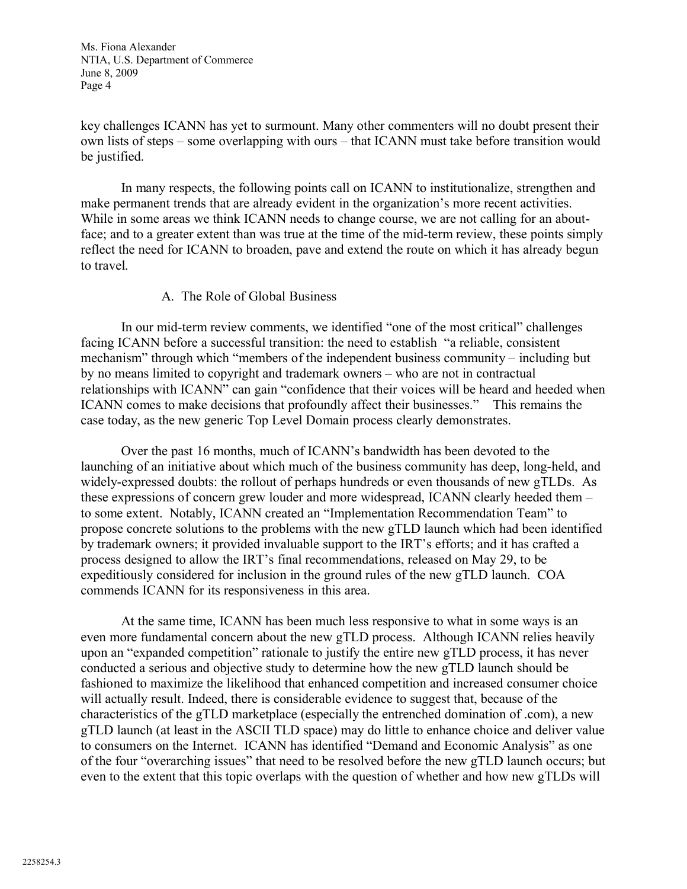key challenges ICANN has yet to surmount. Many other commenters will no doubt present their own lists of steps – some overlapping with ours – that ICANN must take before transition would be justified.

In many respects, the following points call on ICANN to institutionalize, strengthen and make permanent trends that are already evident in the organization's more recent activities. While in some areas we think ICANN needs to change course, we are not calling for an about-face; and to a greater extent than was true at the time of the mid-term review, these points simply reflect the need for ICANN to broaden, pave and extend the route on which it has already begun to travel.

## A. The Role of Global Business

In our mid-term review comments, we identified "one of the most critical" challenges facing ICANN before a successful transition: the need to establish "a reliable, consistent mechanism" through which "members of the independent business community – including but by no means limited to copyright and trademark owners – who are not in contractual relationships with ICANN" can gain "confidence that their voices will be heard and heeded when ICANN comes to make decisions that profoundly affect their businesses." This remains the case today, as the new generic Top Level Domain process clearly demonstrates.

Over the past 16 months, much of ICANN's bandwidth has been devoted to the launching of an initiative about which much of the business community has deep, long-held, and widely-expressed doubts: the rollout of perhaps hundreds or even thousands of new gTLDs. As these expressions of concern grew louder and more widespread, ICANN clearly heeded them – to some extent. Notably, ICANN created an "Implementation Recommendation Team" to propose concrete solutions to the problems with the new gTLD launch which had been identified by trademark owners; it provided invaluable support to the IRT's efforts; and it has crafted a process designed to allow the IRT's final recommendations, released on May 29, to be expeditiously considered for inclusion in the ground rules of the new gTLD launch. COA commends ICANN for its responsiveness in this area.

At the same time, ICANN has been much less responsive to what in some ways is an even more fundamental concern about the new gTLD process. Although ICANN relies heavily upon an "expanded competition" rationale to justify the entire new gTLD process, it has never conducted a serious and objective study to determine how the new gTLD launch should be fashioned to maximize the likelihood that enhanced competition and increased consumer choice will actually result. Indeed, there is considerable evidence to suggest that, because of the characteristics of the gTLD marketplace (especially the entrenched domination of .com), a new gTLD launch (at least in the ASCII TLD space) may do little to enhance choice and deliver value to consumers on the Internet. ICANN has identified "Demand and Economic Analysis" as one of the four "overarching issues" that need to be resolved before the new gTLD launch occurs; but even to the extent that this topic overlaps with the question of whether and how new gTLDs will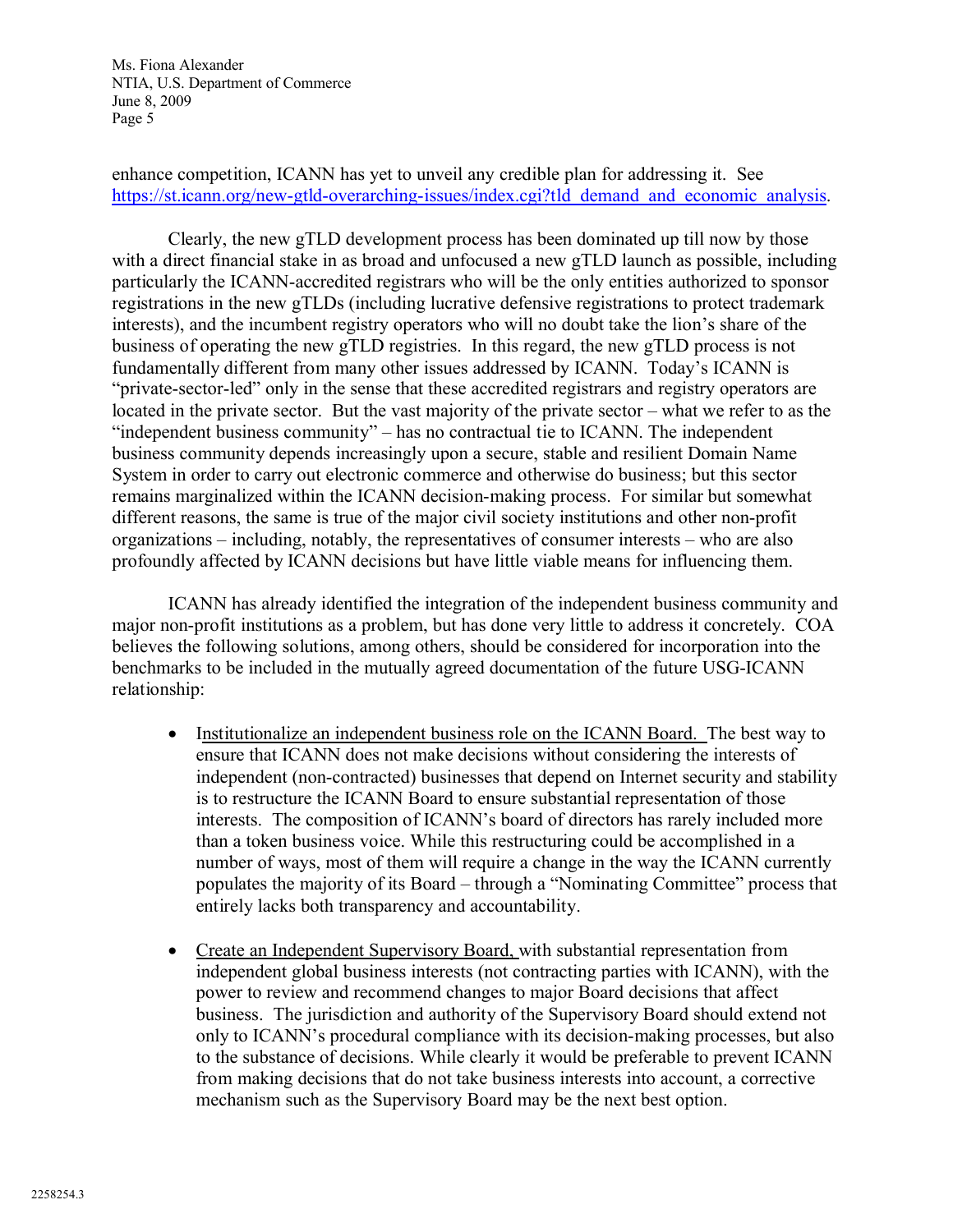enhance competition, ICANN has yet to unveil any credible plan for addressing it. See https://st.icann.org/new-gtld-overarching-issues/index.cgi?tld_demand_and_economic_analysis.

Clearly, the new gTLD development process has been dominated up till now by those with a direct financial stake in as broad and unfocused a new gTLD launch as possible, including particularly the ICANN-accredited registrars who will be the only entities authorized to sponsor registrations in the new gTLDs (including lucrative defensive registrations to protect trademark interests), and the incumbent registry operators who will no doubt take the lion's share of the business of operating the new gTLD registries. In this regard, the new gTLD process is not fundamentally different from many other issues addressed by ICANN. Today's ICANN is "private-sector-led" only in the sense that these accredited registrars and registry operators are located in the private sector. But the vast majority of the private sector – what we refer to as the "independent business community" – has no contractual tie to ICANN. The independent business community depends increasingly upon a secure, stable and resilient Domain Name System in order to carry out electronic commerce and otherwise do business; but this sector remains marginalized within the ICANN decision-making process. For similar but somewhat different reasons, the same is true of the major civil society institutions and other non-profit organizations – including, notably, the representatives of consumer interests – who are also profoundly affected by ICANN decisions but have little viable means for influencing them.

ICANN has already identified the integration of the independent business community and major non-profit institutions as a problem, but has done very little to address it concretely. COA believes the following solutions, among others, should be considered for incorporation into the benchmarks to be included in the mutually agreed documentation of the future USG-ICANN relationship:

- Institutionalize an independent business role on the ICANN Board. The best way to ensure that ICANN does not make decisions without considering the interests of independent (non-contracted) businesses that depend on Internet security and stability is to restructure the ICANN Board to ensure substantial representation of those interests. The composition of ICANN's board of directors has rarely included more than a token business voice. While this restructuring could be accomplished in a number of ways, most of them will require a change in the way the ICANN currently populates the majority of its Board – through a "Nominating Committee" process that entirely lacks both transparency and accountability.

- Create an Independent Supervisory Board, with substantial representation from independent global business interests (not contracting parties with ICANN), with the power to review and recommend changes to major Board decisions that affect business. The jurisdiction and authority of the Supervisory Board should extend not only to ICANN's procedural compliance with its decision-making processes, but also to the substance of decisions. While clearly it would be preferable to prevent ICANN from making decisions that do not take business interests into account, a corrective mechanism such as the Supervisory Board may be the next best option.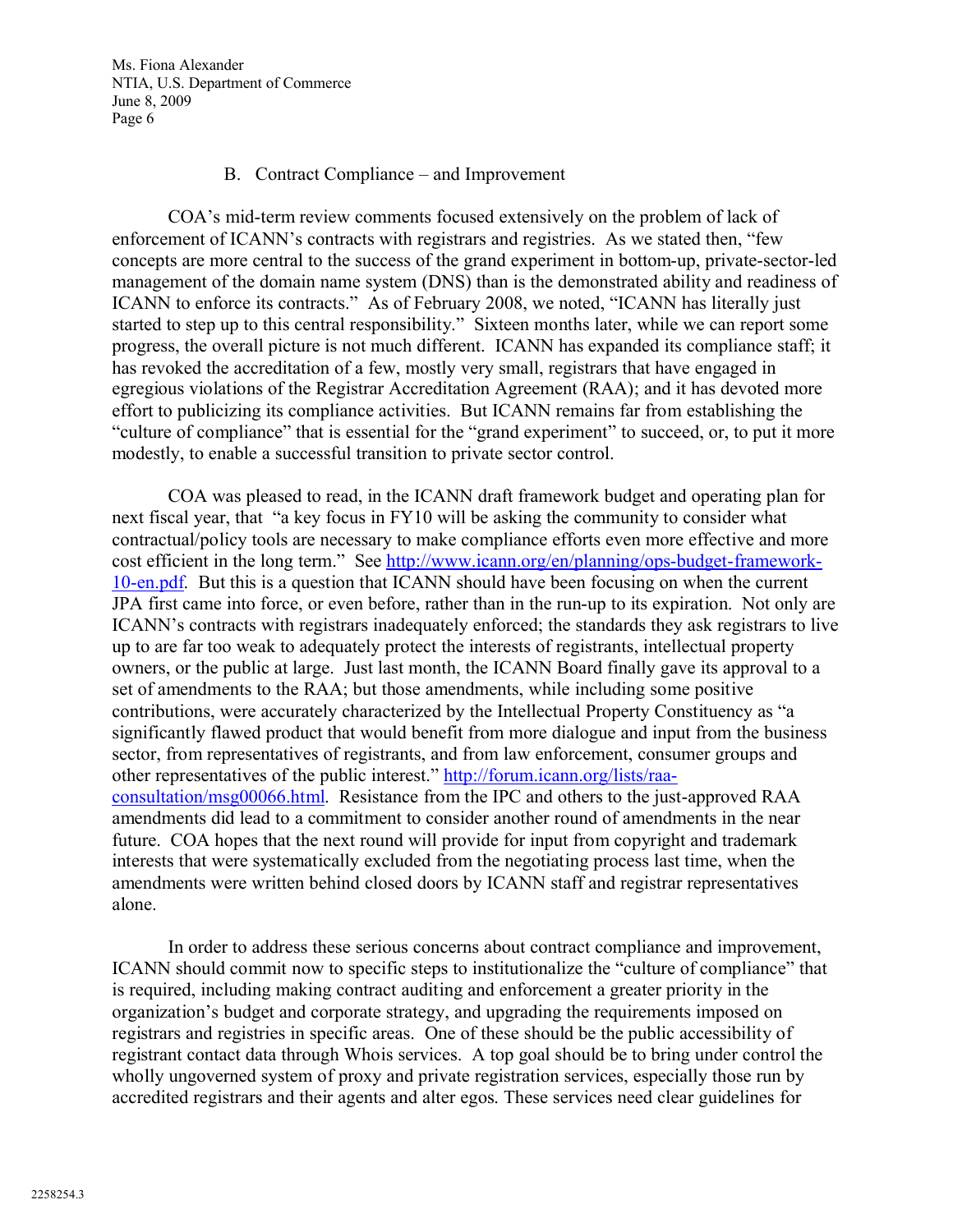### B. Contract Compliance – and Improvement

COA's mid-term review comments focused extensively on the problem of lack of enforcement of ICANN's contracts with registrars and registries. As we stated then, "few concepts are more central to the success of the grand experiment in bottom-up, private-sector-led management of the domain name system (DNS) than is the demonstrated ability and readiness of ICANN to enforce its contracts." As of February 2008, we noted, "ICANN has literally just started to step up to this central responsibility." Sixteen months later, while we can report some progress, the overall picture is not much different. ICANN has expanded its compliance staff; it has revoked the accreditation of a few, mostly very small, registrars that have engaged in egregious violations of the Registrar Accreditation Agreement (RAA); and it has devoted more effort to publicizing its compliance activities. But ICANN remains far from establishing the "culture of compliance" that is essential for the "grand experiment" to succeed, or, to put it more modestly, to enable a successful transition to private sector control.

COA was pleased to read, in the ICANN draft framework budget and operating plan for next fiscal year, that "a key focus in FY10 will be asking the community to consider what contractual/policy tools are necessary to make compliance efforts even more effective and more cost efficient in the long term." See http://www.icann.org/en/planning/ops-budget-framework-10-en.pdf. But this is a question that ICANN should have been focusing on when the current JPA first came into force, or even before, rather than in the run-up to its expiration. Not only are ICANN's contracts with registrars inadequately enforced; the standards they ask registrars to live up to are far too weak to adequately protect the interests of registrants, intellectual property owners, or the public at large. Just last month, the ICANN Board finally gave its approval to a set of amendments to the RAA; but those amendments, while including some positive contributions, were accurately characterized by the Intellectual Property Constituency as "a significantly flawed product that would benefit from more dialogue and input from the business sector, from representatives of registrants, and from law enforcement, consumer groups and other representatives of the public interest." http://forum.icann.org/lists/raa-consultation/msg00066.html. Resistance from the IPC and others to the just-approved RAA amendments did lead to a commitment to consider another round of amendments in the near future. COA hopes that the next round will provide for input from copyright and trademark interests that were systematically excluded from the negotiating process last time, when the amendments were written behind closed doors by ICANN staff and registrar representatives alone.

In order to address these serious concerns about contract compliance and improvement, ICANN should commit now to specific steps to institutionalize the "culture of compliance" that is required, including making contract auditing and enforcement a greater priority in the organization's budget and corporate strategy, and upgrading the requirements imposed on registrars and registries in specific areas. One of these should be the public accessibility of registrant contact data through Whois services. A top goal should be to bring under control the wholly ungoverned system of proxy and private registration services, especially those run by accredited registrars and their agents and alter egos. These services need clear guidelines for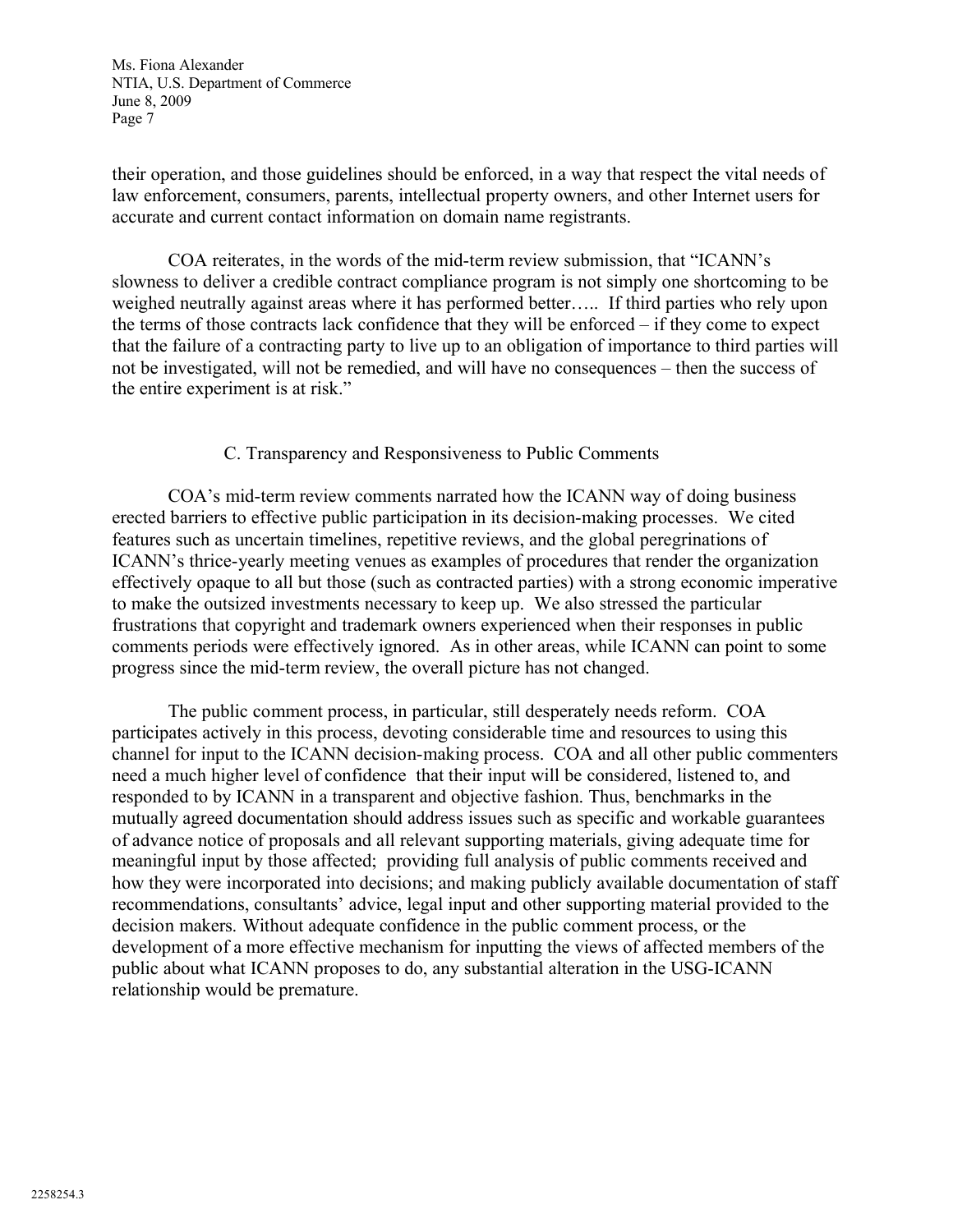their operation, and those guidelines should be enforced, in a way that respect the vital needs of law enforcement, consumers, parents, intellectual property owners, and other Internet users for accurate and current contact information on domain name registrants.

COA reiterates, in the words of the mid-term review submission, that "ICANN's slowness to deliver a credible contract compliance program is not simply one shortcoming to be weighed neutrally against areas where it has performed better….. If third parties who rely upon the terms of those contracts lack confidence that they will be enforced – if they come to expect that the failure of a contracting party to live up to an obligation of importance to third parties will not be investigated, will not be remedied, and will have no consequences – then the success of the entire experiment is at risk."

### C. Transparency and Responsiveness to Public Comments

COA's mid-term review comments narrated how the ICANN way of doing business erected barriers to effective public participation in its decision-making processes. We cited features such as uncertain timelines, repetitive reviews, and the global peregrinations of ICANN's thrice-yearly meeting venues as examples of procedures that render the organization effectively opaque to all but those (such as contracted parties) with a strong economic imperative to make the outsized investments necessary to keep up. We also stressed the particular frustrations that copyright and trademark owners experienced when their responses in public comments periods were effectively ignored. As in other areas, while ICANN can point to some progress since the mid-term review, the overall picture has not changed.

The public comment process, in particular, still desperately needs reform. COA participates actively in this process, devoting considerable time and resources to using this channel for input to the ICANN decision-making process. COA and all other public commenters need a much higher level of confidence that their input will be considered, listened to, and responded to by ICANN in a transparent and objective fashion. Thus, benchmarks in the mutually agreed documentation should address issues such as specific and workable guarantees of advance notice of proposals and all relevant supporting materials, giving adequate time for meaningful input by those affected; providing full analysis of public comments received and how they were incorporated into decisions; and making publicly available documentation of staff recommendations, consultants' advice, legal input and other supporting material provided to the decision makers. Without adequate confidence in the public comment process, or the development of a more effective mechanism for inputting the views of affected members of the public about what ICANN proposes to do, any substantial alteration in the USG-ICANN relationship would be premature.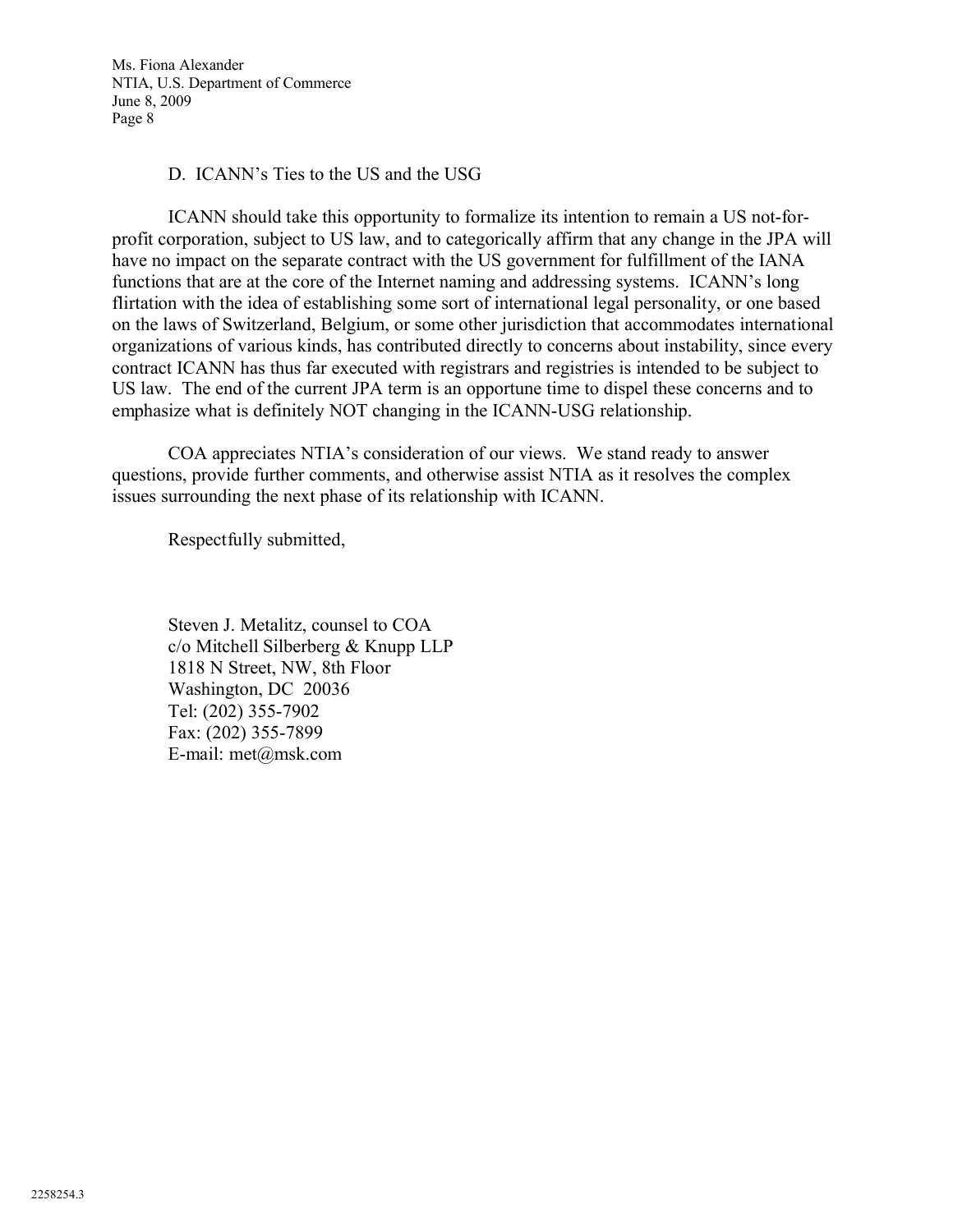### D. ICANN's Ties to the US and the USG

ICANN should take this opportunity to formalize its intention to remain a US not-for-profit corporation, subject to US law, and to categorically affirm that any change in the JPA will have no impact on the separate contract with the US government for fulfillment of the IANA functions that are at the core of the Internet naming and addressing systems. ICANN's long flirtation with the idea of establishing some sort of international legal personality, or one based on the laws of Switzerland, Belgium, or some other jurisdiction that accommodates international organizations of various kinds, has contributed directly to concerns about instability, since every contract ICANN has thus far executed with registrars and registries is intended to be subject to US law. The end of the current JPA term is an opportune time to dispel these concerns and to emphasize what is definitely NOT changing in the ICANN-USG relationship.

COA appreciates NTIA's consideration of our views. We stand ready to answer questions, provide further comments, and otherwise assist NTIA as it resolves the complex issues surrounding the next phase of its relationship with ICANN.

Respectfully submitted,

Steven J. Metalitz, counsel to COA
c/o Mitchell Silberberg & Knupp LLP
1818 N Street, NW, 8th Floor
Washington, DC 20036
Tel: (202) 355-7902
Fax: (202) 355-7899
E-mail: met@msk.com

2258254.3